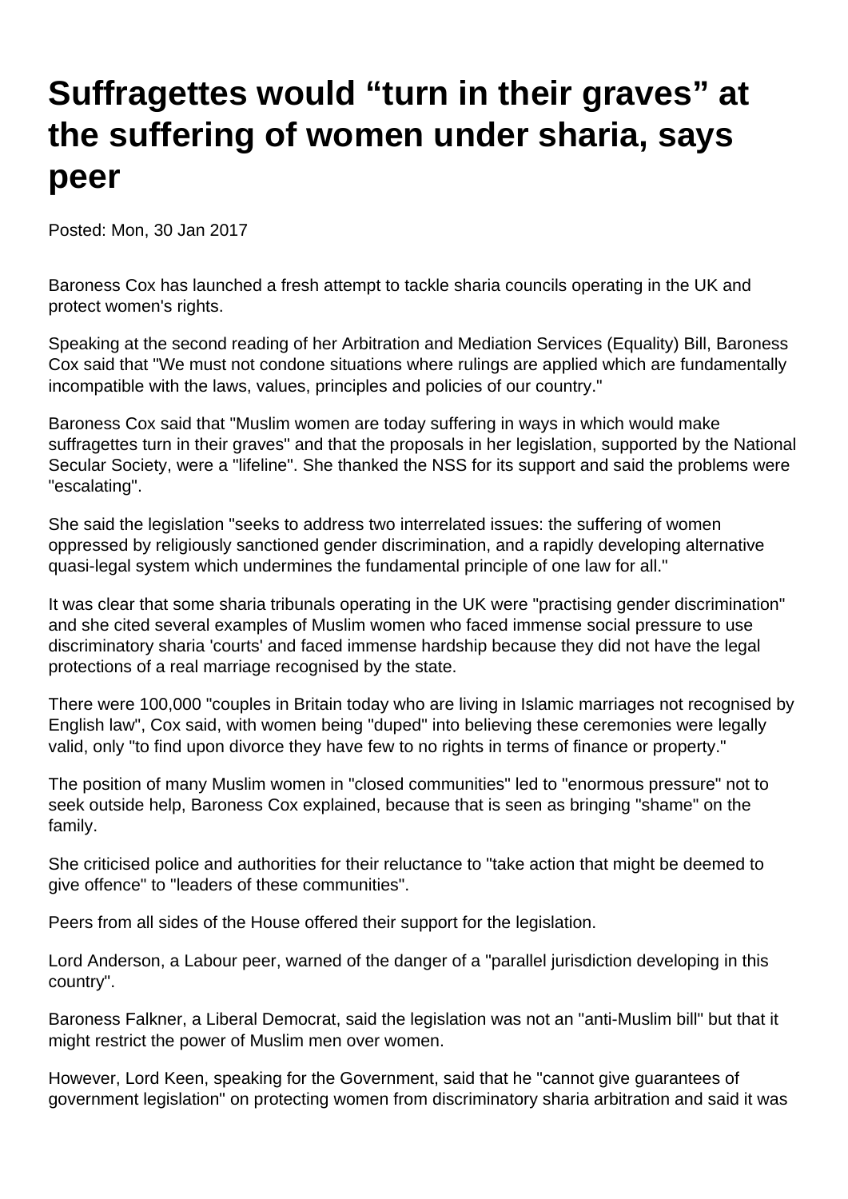# Suffragettes would "turn in their graves" at the suffering of women under sharia, says peer

Posted: Mon, 30 Jan 2017

Baroness Cox has launched a fresh attempt to tackle sharia councils operating in the UK and protect women's rights.

Speaking at the second reading of her Arbitration and Mediation Services (Equality) Bill, Baroness Cox said that "We must not condone situations where rulings are applied which are fundamentally incompatible with the laws, values, principles and policies of our country."

Baroness Cox said that "Muslim women are today suffering in ways in which would make suffragettes turn in their graves" and that the proposals in her legislation, supported by the National Secular Society, were a "lifeline". She thanked the NSS for its support and said the problems were "escalating".

She said the legislation "seeks to address two interrelated issues: the suffering of women oppressed by religiously sanctioned gender discrimination, and a rapidly developing alternative quasi-legal system which undermines the fundamental principle of one law for all."

It was clear that some sharia tribunals operating in the UK were "practising gender discrimination" and she cited several examples of Muslim women who faced immense social pressure to use discriminatory sharia 'courts' and faced immense hardship because they did not have the legal protections of a real marriage recognised by the state.

There were 100,000 "couples in Britain today who are living in Islamic marriages not recognised by English law", Cox said, with women being "duped" into believing these ceremonies were legally valid, only "to find upon divorce they have few to no rights in terms of finance or property."

The position of many Muslim women in "closed communities" led to "enormous pressure" not to seek outside help, Baroness Cox explained, because that is seen as bringing "shame" on the family.

She criticised police and authorities for their reluctance to "take action that might be deemed to give offence" to "leaders of these communities".

Peers from all sides of the House offered their support for the legislation.

Lord Anderson, a Labour peer, warned of the danger of a "parallel jurisdiction developing in this country".

Baroness Falkner, a Liberal Democrat, said the legislation was not an "anti-Muslim bill" but that it might restrict the power of Muslim men over women.

However, Lord Keen, speaking for the Government, said that he "cannot give guarantees of government legislation" on protecting women from discriminatory sharia arbitration and said it was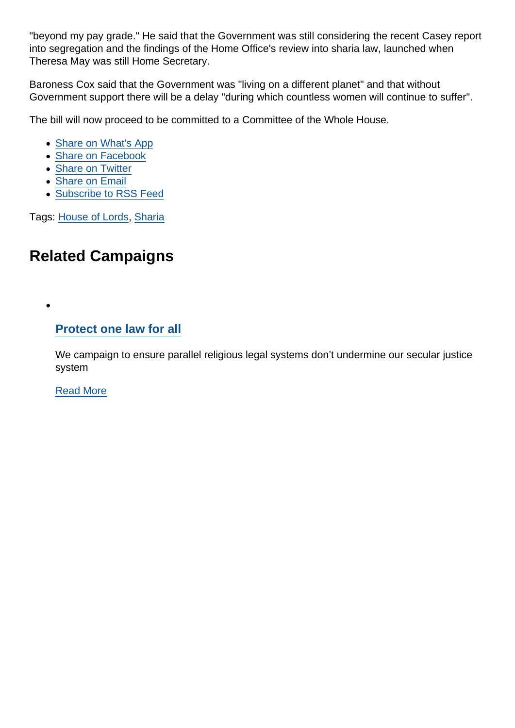"beyond my pay grade." He said that the Government was still considering the recent Casey report into segregation and the findings of the Home Office's review into sharia law, launched when Theresa May was still Home Secretary.

Baroness Cox said that the Government was "living on a different planet" and that without Government support there will be a delay "during which countless women will continue to suffer".

The bill will now proceed to be committed to a Committee of the Whole House.

- Share on What's App
- Share on Facebook
- Share on Twitter
- Share on Email
- Subscribe to RSS Feed

Tags: House of Lords, Sharia

## Related Campaigns

- ### Protect one law for all

  We campaign to ensure parallel religious legal systems don't undermine our secular justice system

  Read More